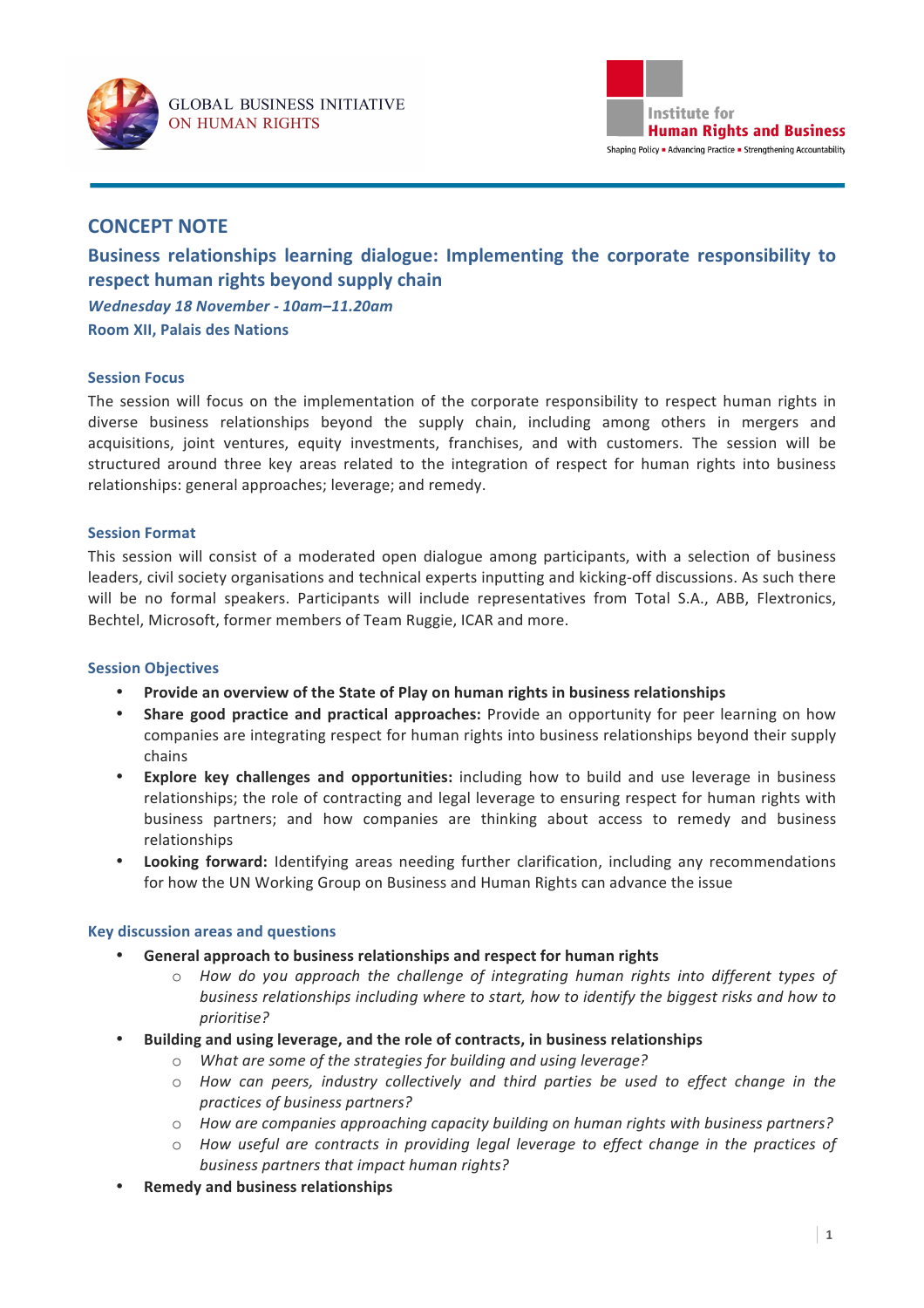GLOBAL BUSINESS INITIATIVE ON HUMAN RIGHTS

Institute for Human Rights and Business
Shaping Policy ▪ Advancing Practice ▪ Strengthening Accountability

# CONCEPT NOTE

## Business relationships learning dialogue: Implementing the corporate responsibility to respect human rights beyond supply chain

***Wednesday 18 November - 10am–11.20am***

**Room XII, Palais des Nations**

### Session Focus

The session will focus on the implementation of the corporate responsibility to respect human rights in diverse business relationships beyond the supply chain, including among others in mergers and acquisitions, joint ventures, equity investments, franchises, and with customers. The session will be structured around three key areas related to the integration of respect for human rights into business relationships: general approaches; leverage; and remedy.

### Session Format

This session will consist of a moderated open dialogue among participants, with a selection of business leaders, civil society organisations and technical experts inputting and kicking-off discussions. As such there will be no formal speakers. Participants will include representatives from Total S.A., ABB, Flextronics, Bechtel, Microsoft, former members of Team Ruggie, ICAR and more.

### Session Objectives

- **Provide an overview of the State of Play on human rights in business relationships**
- **Share good practice and practical approaches:** Provide an opportunity for peer learning on how companies are integrating respect for human rights into business relationships beyond their supply chains
- **Explore key challenges and opportunities:** including how to build and use leverage in business relationships; the role of contracting and legal leverage to ensuring respect for human rights with business partners; and how companies are thinking about access to remedy and business relationships
- **Looking forward:** Identifying areas needing further clarification, including any recommendations for how the UN Working Group on Business and Human Rights can advance the issue

### Key discussion areas and questions

- **General approach to business relationships and respect for human rights**
  - *How do you approach the challenge of integrating human rights into different types of business relationships including where to start, how to identify the biggest risks and how to prioritise?*
- **Building and using leverage, and the role of contracts, in business relationships**
  - *What are some of the strategies for building and using leverage?*
  - *How can peers, industry collectively and third parties be used to effect change in the practices of business partners?*
  - *How are companies approaching capacity building on human rights with business partners?*
  - *How useful are contracts in providing legal leverage to effect change in the practices of business partners that impact human rights?*
- **Remedy and business relationships**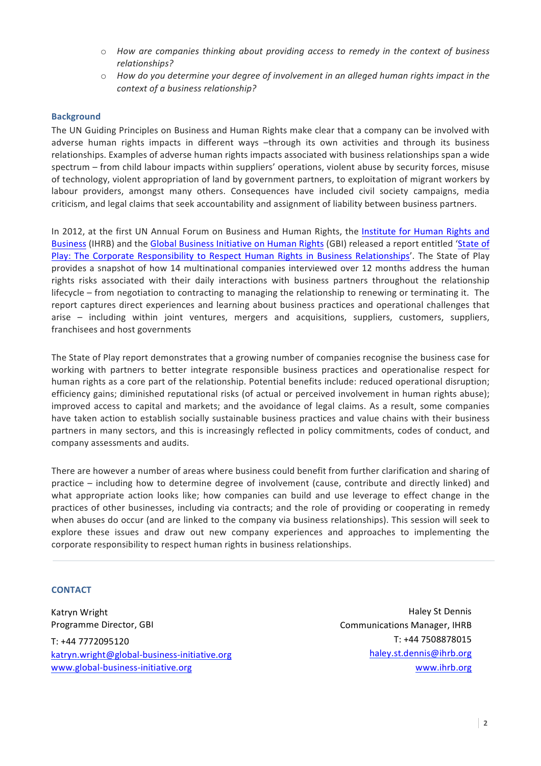- *How are companies thinking about providing access to remedy in the context of business relationships?*
- *How do you determine your degree of involvement in an alleged human rights impact in the context of a business relationship?*

## Background

The UN Guiding Principles on Business and Human Rights make clear that a company can be involved with adverse human rights impacts in different ways –through its own activities and through its business relationships. Examples of adverse human rights impacts associated with business relationships span a wide spectrum – from child labour impacts within suppliers' operations, violent abuse by security forces, misuse of technology, violent appropriation of land by government partners, to exploitation of migrant workers by labour providers, amongst many others. Consequences have included civil society campaigns, media criticism, and legal claims that seek accountability and assignment of liability between business partners.

In 2012, at the first UN Annual Forum on Business and Human Rights, the Institute for Human Rights and Business (IHRB) and the Global Business Initiative on Human Rights (GBI) released a report entitled 'State of Play: The Corporate Responsibility to Respect Human Rights in Business Relationships'. The State of Play provides a snapshot of how 14 multinational companies interviewed over 12 months address the human rights risks associated with their daily interactions with business partners throughout the relationship lifecycle – from negotiation to contracting to managing the relationship to renewing or terminating it. The report captures direct experiences and learning about business practices and operational challenges that arise – including within joint ventures, mergers and acquisitions, suppliers, customers, suppliers, franchisees and host governments

The State of Play report demonstrates that a growing number of companies recognise the business case for working with partners to better integrate responsible business practices and operationalise respect for human rights as a core part of the relationship. Potential benefits include: reduced operational disruption; efficiency gains; diminished reputational risks (of actual or perceived involvement in human rights abuse); improved access to capital and markets; and the avoidance of legal claims. As a result, some companies have taken action to establish socially sustainable business practices and value chains with their business partners in many sectors, and this is increasingly reflected in policy commitments, codes of conduct, and company assessments and audits.

There are however a number of areas where business could benefit from further clarification and sharing of practice – including how to determine degree of involvement (cause, contribute and directly linked) and what appropriate action looks like; how companies can build and use leverage to effect change in the practices of other businesses, including via contracts; and the role of providing or cooperating in remedy when abuses do occur (and are linked to the company via business relationships). This session will seek to explore these issues and draw out new company experiences and approaches to implementing the corporate responsibility to respect human rights in business relationships.

---

## CONTACT

Katryn Wright
Programme Director, GBI
T: +44 7772095120
katryn.wright@global-business-initiative.org
www.global-business-initiative.org

Haley St Dennis
Communications Manager, IHRB
T: +44 7508878015
haley.st.dennis@ihrb.org
www.ihrb.org